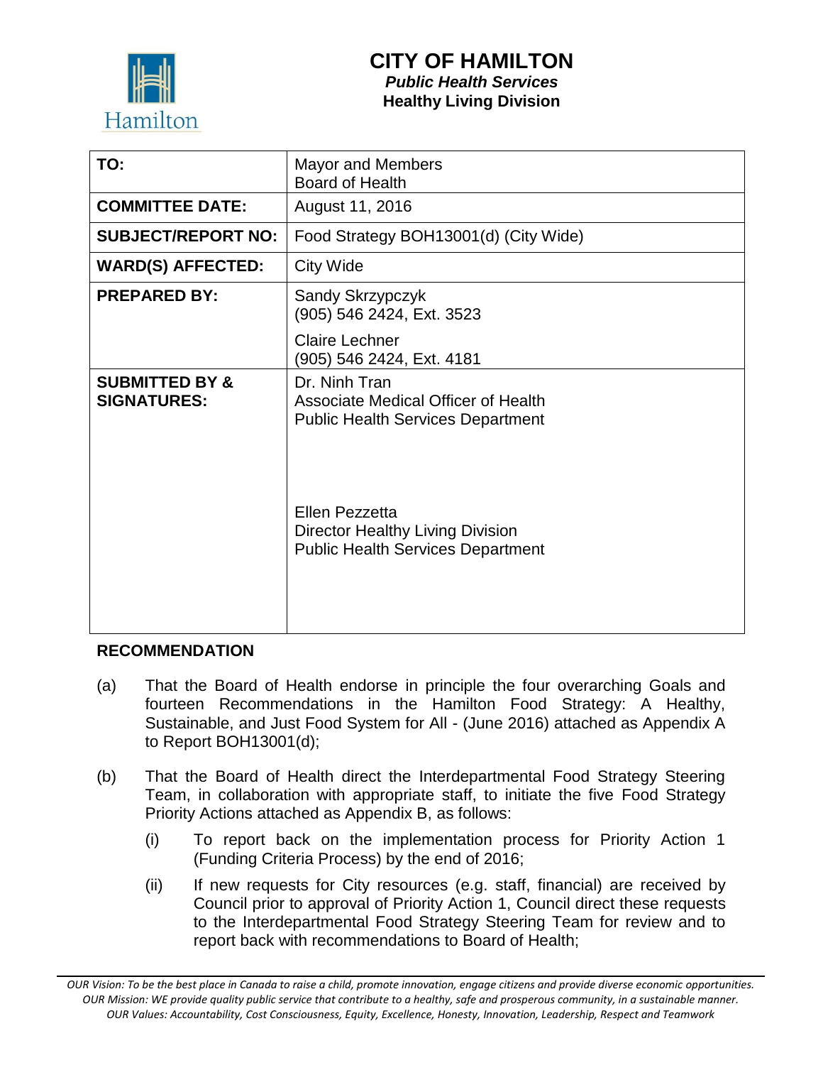# CITY OF HAMILTON

***Public Health Services***

**Healthy Living Division**

| | |
|---|---|
| **TO:** | Mayor and Members<br>Board of Health |
| **COMMITTEE DATE:** | August 11, 2016 |
| **SUBJECT/REPORT NO:** | Food Strategy BOH13001(d) (City Wide) |
| **WARD(S) AFFECTED:** | City Wide |
| **PREPARED BY:** | Sandy Skrzypczyk<br>(905) 546 2424, Ext. 3523<br>Claire Lechner<br>(905) 546 2424, Ext. 4181 |
| **SUBMITTED BY & SIGNATURES:** | Dr. Ninh Tran<br>Associate Medical Officer of Health<br>Public Health Services Department<br><br>Ellen Pezzetta<br>Director Healthy Living Division<br>Public Health Services Department |

## RECOMMENDATION

(a) That the Board of Health endorse in principle the four overarching Goals and fourteen Recommendations in the Hamilton Food Strategy: A Healthy, Sustainable, and Just Food System for All - (June 2016) attached as Appendix A to Report BOH13001(d);

(b) That the Board of Health direct the Interdepartmental Food Strategy Steering Team, in collaboration with appropriate staff, to initiate the five Food Strategy Priority Actions attached as Appendix B, as follows:

(i) To report back on the implementation process for Priority Action 1 (Funding Criteria Process) by the end of 2016;

(ii) If new requests for City resources (e.g. staff, financial) are received by Council prior to approval of Priority Action 1, Council direct these requests to the Interdepartmental Food Strategy Steering Team for review and to report back with recommendations to Board of Health;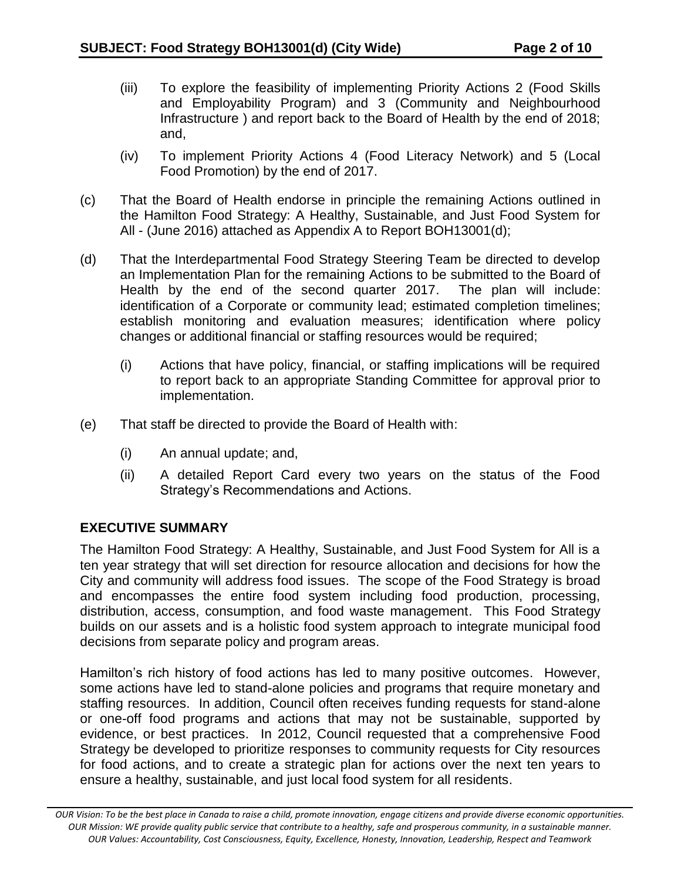(iii) To explore the feasibility of implementing Priority Actions 2 (Food Skills and Employability Program) and 3 (Community and Neighbourhood Infrastructure ) and report back to the Board of Health by the end of 2018; and,

(iv) To implement Priority Actions 4 (Food Literacy Network) and 5 (Local Food Promotion) by the end of 2017.

(c) That the Board of Health endorse in principle the remaining Actions outlined in the Hamilton Food Strategy: A Healthy, Sustainable, and Just Food System for All - (June 2016) attached as Appendix A to Report BOH13001(d);

(d) That the Interdepartmental Food Strategy Steering Team be directed to develop an Implementation Plan for the remaining Actions to be submitted to the Board of Health by the end of the second quarter 2017. The plan will include: identification of a Corporate or community lead; estimated completion timelines; establish monitoring and evaluation measures; identification where policy changes or additional financial or staffing resources would be required;

(i) Actions that have policy, financial, or staffing implications will be required to report back to an appropriate Standing Committee for approval prior to implementation.

(e) That staff be directed to provide the Board of Health with:

(i) An annual update; and,

(ii) A detailed Report Card every two years on the status of the Food Strategy's Recommendations and Actions.

## EXECUTIVE SUMMARY

The Hamilton Food Strategy: A Healthy, Sustainable, and Just Food System for All is a ten year strategy that will set direction for resource allocation and decisions for how the City and community will address food issues. The scope of the Food Strategy is broad and encompasses the entire food system including food production, processing, distribution, access, consumption, and food waste management. This Food Strategy builds on our assets and is a holistic food system approach to integrate municipal food decisions from separate policy and program areas.

Hamilton's rich history of food actions has led to many positive outcomes. However, some actions have led to stand-alone policies and programs that require monetary and staffing resources. In addition, Council often receives funding requests for stand-alone or one-off food programs and actions that may not be sustainable, supported by evidence, or best practices. In 2012, Council requested that a comprehensive Food Strategy be developed to prioritize responses to community requests for City resources for food actions, and to create a strategic plan for actions over the next ten years to ensure a healthy, sustainable, and just local food system for all residents.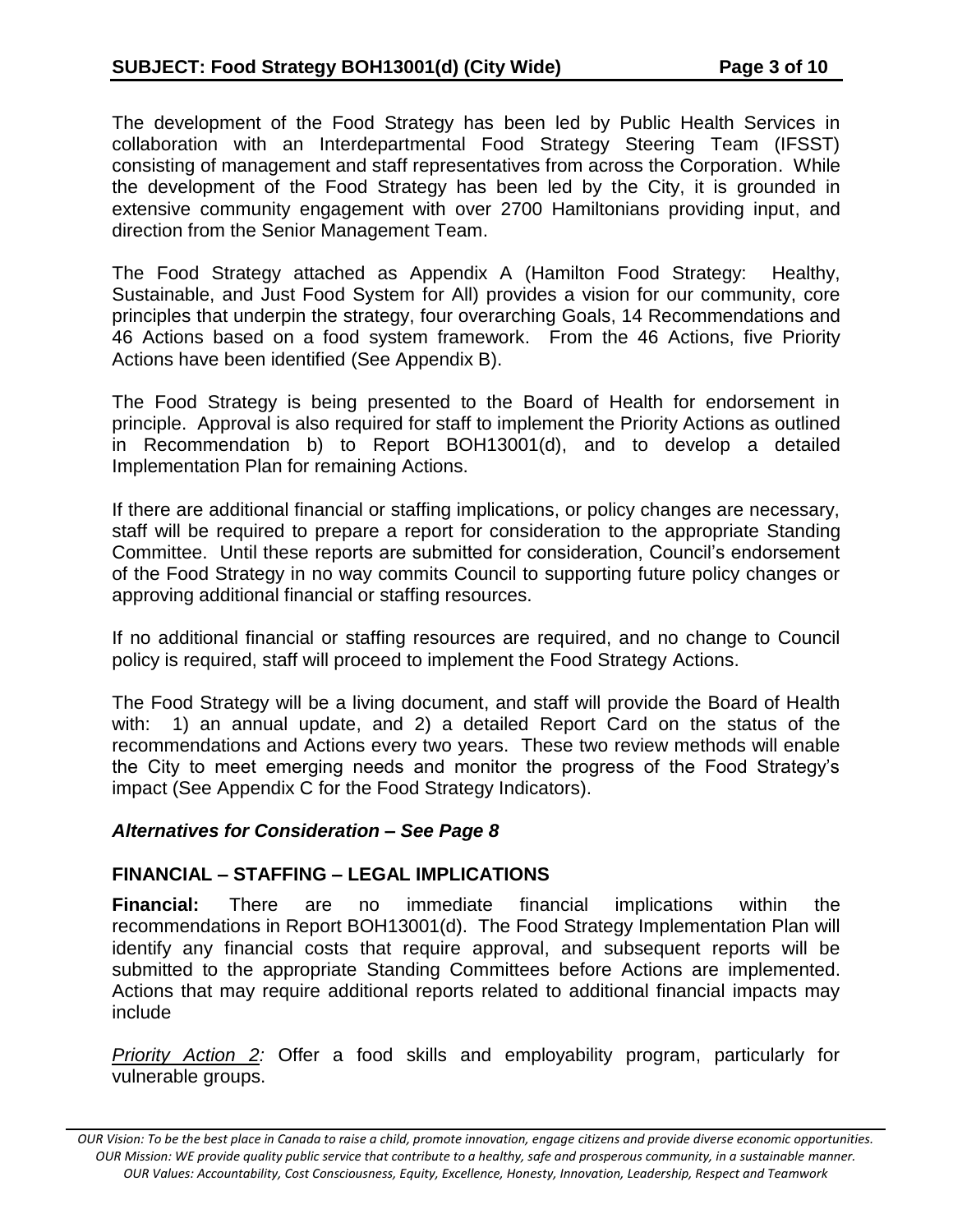The development of the Food Strategy has been led by Public Health Services in collaboration with an Interdepartmental Food Strategy Steering Team (IFSST) consisting of management and staff representatives from across the Corporation. While the development of the Food Strategy has been led by the City, it is grounded in extensive community engagement with over 2700 Hamiltonians providing input, and direction from the Senior Management Team.

The Food Strategy attached as Appendix A (Hamilton Food Strategy: Healthy, Sustainable, and Just Food System for All) provides a vision for our community, core principles that underpin the strategy, four overarching Goals, 14 Recommendations and 46 Actions based on a food system framework. From the 46 Actions, five Priority Actions have been identified (See Appendix B).

The Food Strategy is being presented to the Board of Health for endorsement in principle. Approval is also required for staff to implement the Priority Actions as outlined in Recommendation b) to Report BOH13001(d), and to develop a detailed Implementation Plan for remaining Actions.

If there are additional financial or staffing implications, or policy changes are necessary, staff will be required to prepare a report for consideration to the appropriate Standing Committee. Until these reports are submitted for consideration, Council's endorsement of the Food Strategy in no way commits Council to supporting future policy changes or approving additional financial or staffing resources.

If no additional financial or staffing resources are required, and no change to Council policy is required, staff will proceed to implement the Food Strategy Actions.

The Food Strategy will be a living document, and staff will provide the Board of Health with: 1) an annual update, and 2) a detailed Report Card on the status of the recommendations and Actions every two years. These two review methods will enable the City to meet emerging needs and monitor the progress of the Food Strategy's impact (See Appendix C for the Food Strategy Indicators).

***Alternatives for Consideration – See Page 8***

## FINANCIAL – STAFFING – LEGAL IMPLICATIONS

**Financial:** There are no immediate financial implications within the recommendations in Report BOH13001(d). The Food Strategy Implementation Plan will identify any financial costs that require approval, and subsequent reports will be submitted to the appropriate Standing Committees before Actions are implemented. Actions that may require additional reports related to additional financial impacts may include

*Priority Action 2:* Offer a food skills and employability program, particularly for vulnerable groups.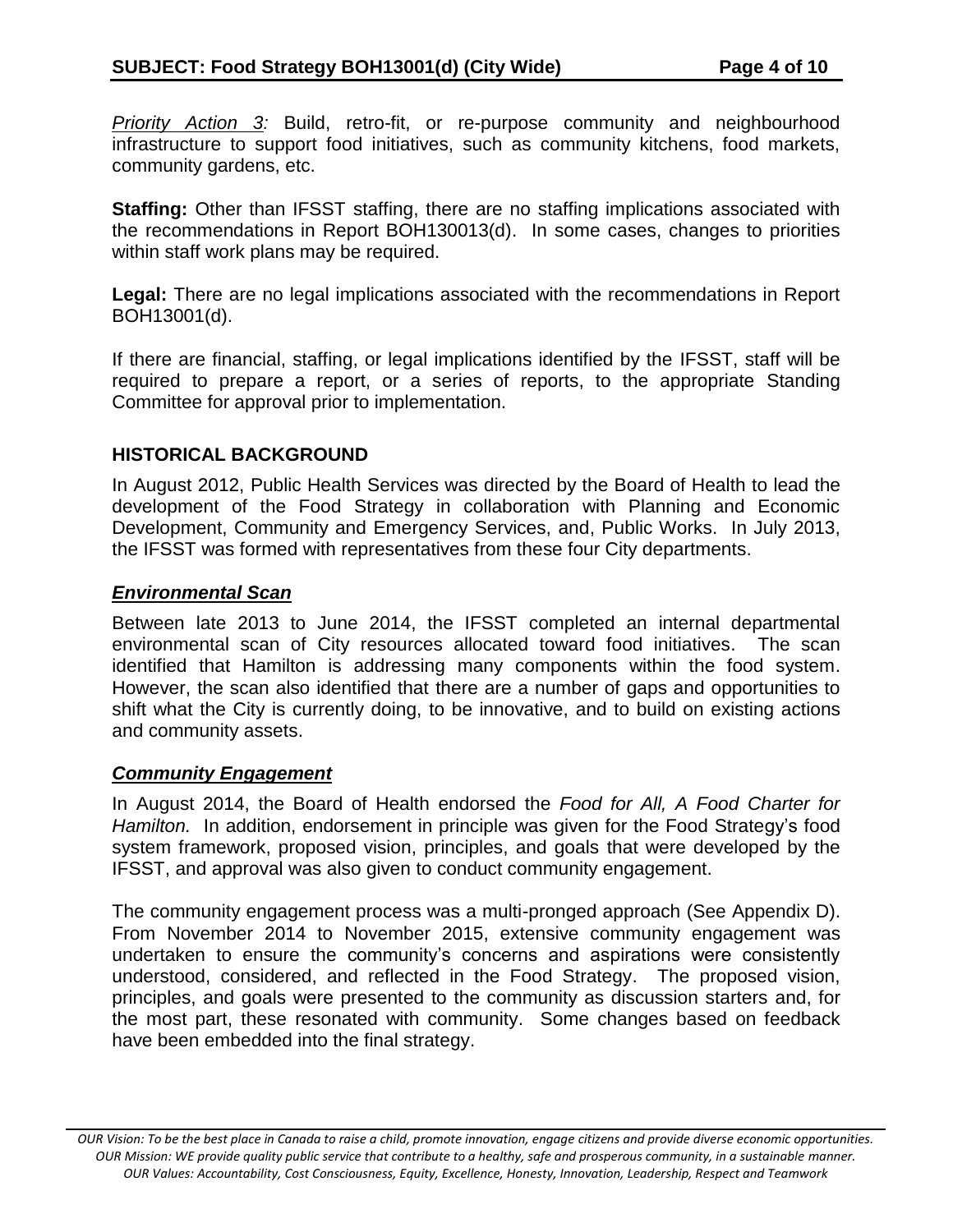*Priority Action 3:* Build, retro-fit, or re-purpose community and neighbourhood infrastructure to support food initiatives, such as community kitchens, food markets, community gardens, etc.

**Staffing:** Other than IFSST staffing, there are no staffing implications associated with the recommendations in Report BOH130013(d). In some cases, changes to priorities within staff work plans may be required.

**Legal:** There are no legal implications associated with the recommendations in Report BOH13001(d).

If there are financial, staffing, or legal implications identified by the IFSST, staff will be required to prepare a report, or a series of reports, to the appropriate Standing Committee for approval prior to implementation.

## HISTORICAL BACKGROUND

In August 2012, Public Health Services was directed by the Board of Health to lead the development of the Food Strategy in collaboration with Planning and Economic Development, Community and Emergency Services, and, Public Works. In July 2013, the IFSST was formed with representatives from these four City departments.

### *Environmental Scan*

Between late 2013 to June 2014, the IFSST completed an internal departmental environmental scan of City resources allocated toward food initiatives. The scan identified that Hamilton is addressing many components within the food system. However, the scan also identified that there are a number of gaps and opportunities to shift what the City is currently doing, to be innovative, and to build on existing actions and community assets.

### *Community Engagement*

In August 2014, the Board of Health endorsed the *Food for All, A Food Charter for Hamilton.* In addition, endorsement in principle was given for the Food Strategy's food system framework, proposed vision, principles, and goals that were developed by the IFSST, and approval was also given to conduct community engagement.

The community engagement process was a multi-pronged approach (See Appendix D). From November 2014 to November 2015, extensive community engagement was undertaken to ensure the community's concerns and aspirations were consistently understood, considered, and reflected in the Food Strategy. The proposed vision, principles, and goals were presented to the community as discussion starters and, for the most part, these resonated with community. Some changes based on feedback have been embedded into the final strategy.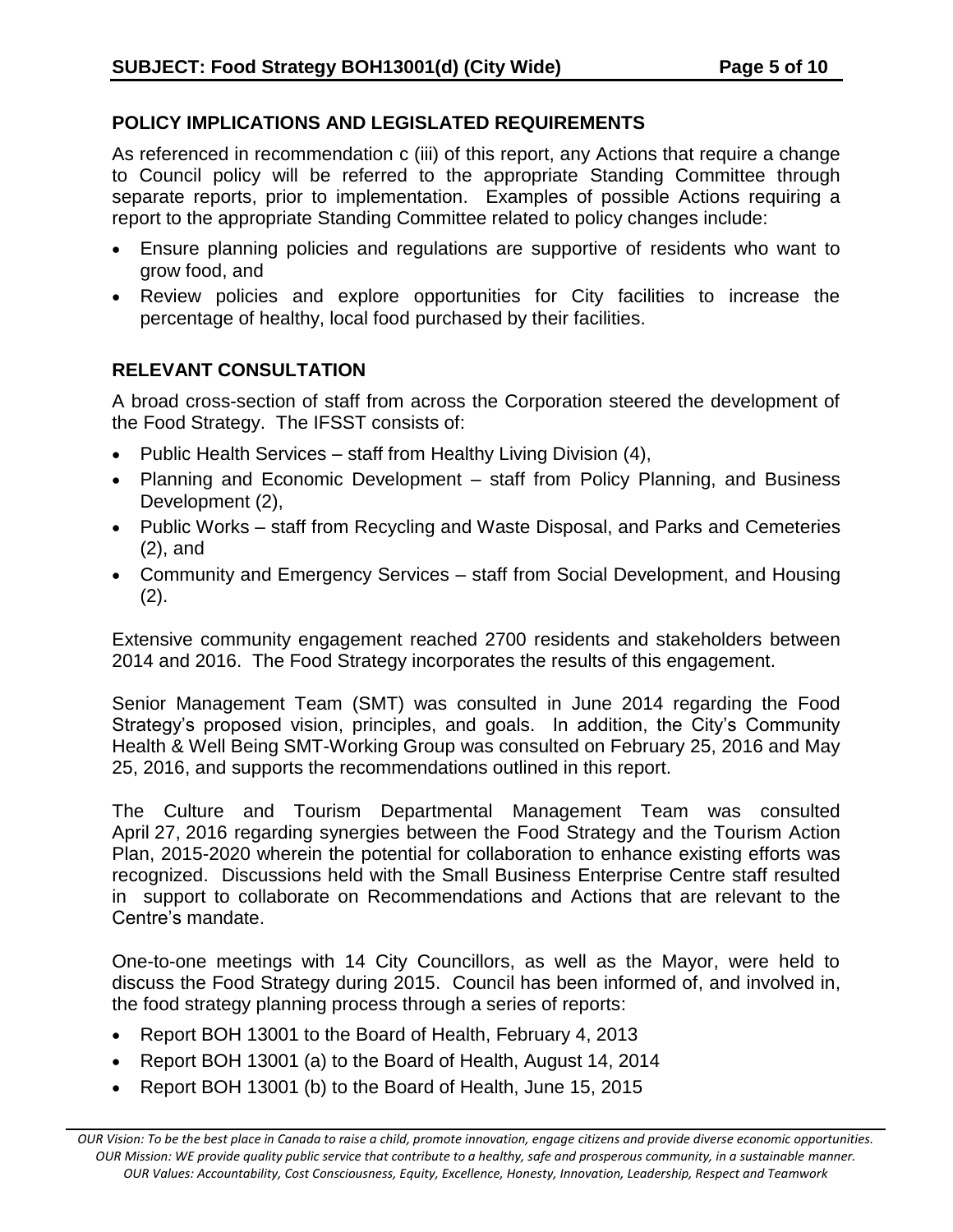## POLICY IMPLICATIONS AND LEGISLATED REQUIREMENTS

As referenced in recommendation c (iii) of this report, any Actions that require a change to Council policy will be referred to the appropriate Standing Committee through separate reports, prior to implementation. Examples of possible Actions requiring a report to the appropriate Standing Committee related to policy changes include:

- Ensure planning policies and regulations are supportive of residents who want to grow food, and
- Review policies and explore opportunities for City facilities to increase the percentage of healthy, local food purchased by their facilities.

## RELEVANT CONSULTATION

A broad cross-section of staff from across the Corporation steered the development of the Food Strategy. The IFSST consists of:

- Public Health Services – staff from Healthy Living Division (4),
- Planning and Economic Development – staff from Policy Planning, and Business Development (2),
- Public Works – staff from Recycling and Waste Disposal, and Parks and Cemeteries (2), and
- Community and Emergency Services – staff from Social Development, and Housing (2).

Extensive community engagement reached 2700 residents and stakeholders between 2014 and 2016. The Food Strategy incorporates the results of this engagement.

Senior Management Team (SMT) was consulted in June 2014 regarding the Food Strategy's proposed vision, principles, and goals. In addition, the City's Community Health & Well Being SMT-Working Group was consulted on February 25, 2016 and May 25, 2016, and supports the recommendations outlined in this report.

The Culture and Tourism Departmental Management Team was consulted April 27, 2016 regarding synergies between the Food Strategy and the Tourism Action Plan, 2015-2020 wherein the potential for collaboration to enhance existing efforts was recognized. Discussions held with the Small Business Enterprise Centre staff resulted in support to collaborate on Recommendations and Actions that are relevant to the Centre's mandate.

One-to-one meetings with 14 City Councillors, as well as the Mayor, were held to discuss the Food Strategy during 2015. Council has been informed of, and involved in, the food strategy planning process through a series of reports:

- Report BOH 13001 to the Board of Health, February 4, 2013
- Report BOH 13001 (a) to the Board of Health, August 14, 2014
- Report BOH 13001 (b) to the Board of Health, June 15, 2015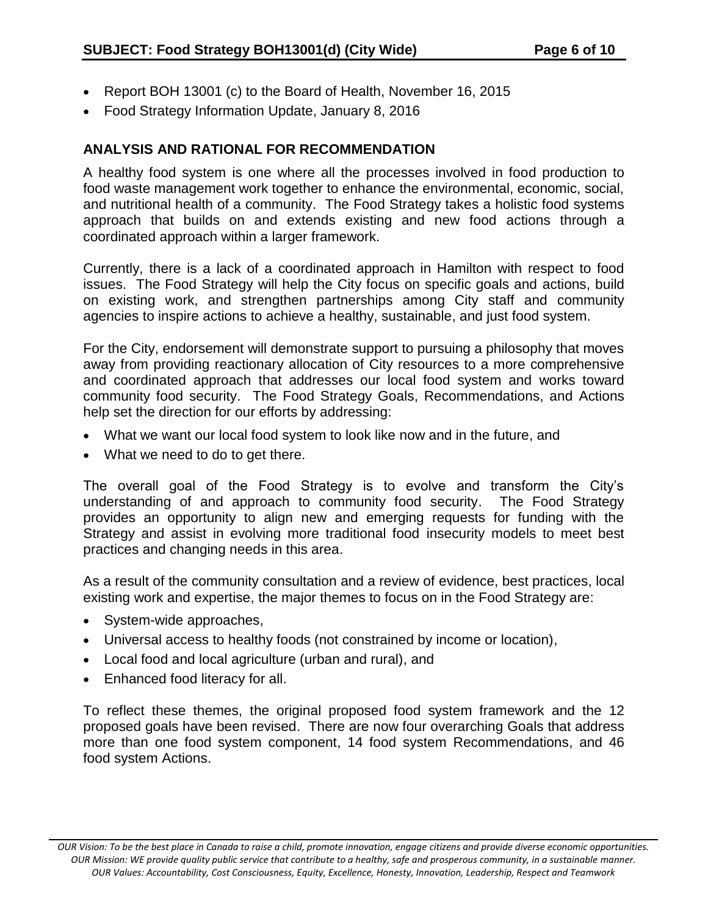- Report BOH 13001 (c) to the Board of Health, November 16, 2015
- Food Strategy Information Update, January 8, 2016

## ANALYSIS AND RATIONAL FOR RECOMMENDATION

A healthy food system is one where all the processes involved in food production to food waste management work together to enhance the environmental, economic, social, and nutritional health of a community. The Food Strategy takes a holistic food systems approach that builds on and extends existing and new food actions through a coordinated approach within a larger framework.

Currently, there is a lack of a coordinated approach in Hamilton with respect to food issues. The Food Strategy will help the City focus on specific goals and actions, build on existing work, and strengthen partnerships among City staff and community agencies to inspire actions to achieve a healthy, sustainable, and just food system.

For the City, endorsement will demonstrate support to pursuing a philosophy that moves away from providing reactionary allocation of City resources to a more comprehensive and coordinated approach that addresses our local food system and works toward community food security. The Food Strategy Goals, Recommendations, and Actions help set the direction for our efforts by addressing:

- What we want our local food system to look like now and in the future, and
- What we need to do to get there.

The overall goal of the Food Strategy is to evolve and transform the City's understanding of and approach to community food security. The Food Strategy provides an opportunity to align new and emerging requests for funding with the Strategy and assist in evolving more traditional food insecurity models to meet best practices and changing needs in this area.

As a result of the community consultation and a review of evidence, best practices, local existing work and expertise, the major themes to focus on in the Food Strategy are:

- System-wide approaches,
- Universal access to healthy foods (not constrained by income or location),
- Local food and local agriculture (urban and rural), and
- Enhanced food literacy for all.

To reflect these themes, the original proposed food system framework and the 12 proposed goals have been revised. There are now four overarching Goals that address more than one food system component, 14 food system Recommendations, and 46 food system Actions.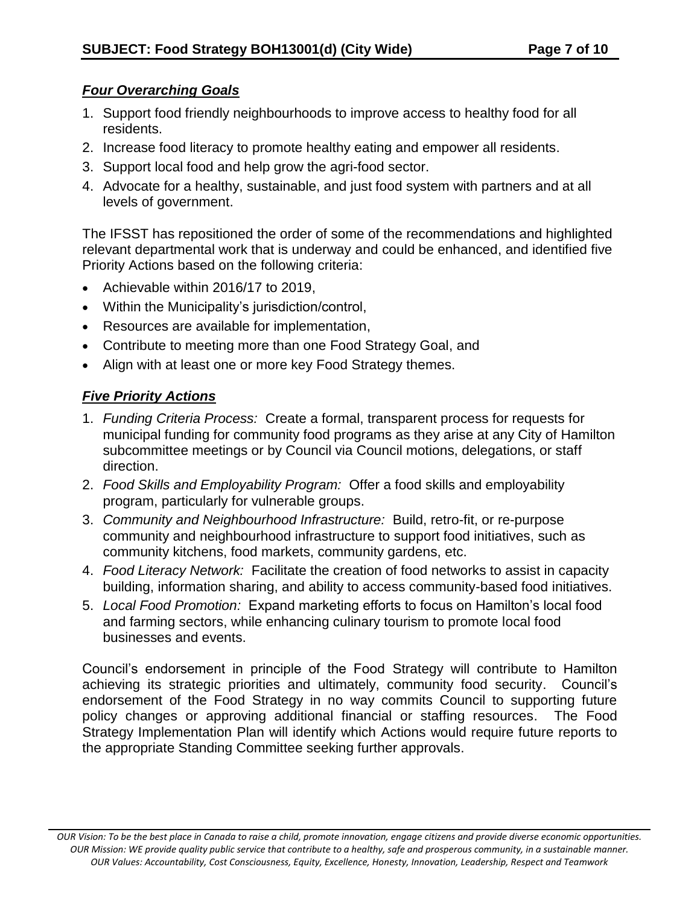### ***Four Overarching Goals***

1. Support food friendly neighbourhoods to improve access to healthy food for all residents.
2. Increase food literacy to promote healthy eating and empower all residents.
3. Support local food and help grow the agri-food sector.
4. Advocate for a healthy, sustainable, and just food system with partners and at all levels of government.

The IFSST has repositioned the order of some of the recommendations and highlighted relevant departmental work that is underway and could be enhanced, and identified five Priority Actions based on the following criteria:

- Achievable within 2016/17 to 2019,
- Within the Municipality's jurisdiction/control,
- Resources are available for implementation,
- Contribute to meeting more than one Food Strategy Goal, and
- Align with at least one or more key Food Strategy themes.

### ***Five Priority Actions***

1. *Funding Criteria Process:* Create a formal, transparent process for requests for municipal funding for community food programs as they arise at any City of Hamilton subcommittee meetings or by Council via Council motions, delegations, or staff direction.
2. *Food Skills and Employability Program:* Offer a food skills and employability program, particularly for vulnerable groups.
3. *Community and Neighbourhood Infrastructure:* Build, retro-fit, or re-purpose community and neighbourhood infrastructure to support food initiatives, such as community kitchens, food markets, community gardens, etc.
4. *Food Literacy Network:* Facilitate the creation of food networks to assist in capacity building, information sharing, and ability to access community-based food initiatives.
5. *Local Food Promotion:* Expand marketing efforts to focus on Hamilton's local food and farming sectors, while enhancing culinary tourism to promote local food businesses and events.

Council's endorsement in principle of the Food Strategy will contribute to Hamilton achieving its strategic priorities and ultimately, community food security. Council's endorsement of the Food Strategy in no way commits Council to supporting future policy changes or approving additional financial or staffing resources. The Food Strategy Implementation Plan will identify which Actions would require future reports to the appropriate Standing Committee seeking further approvals.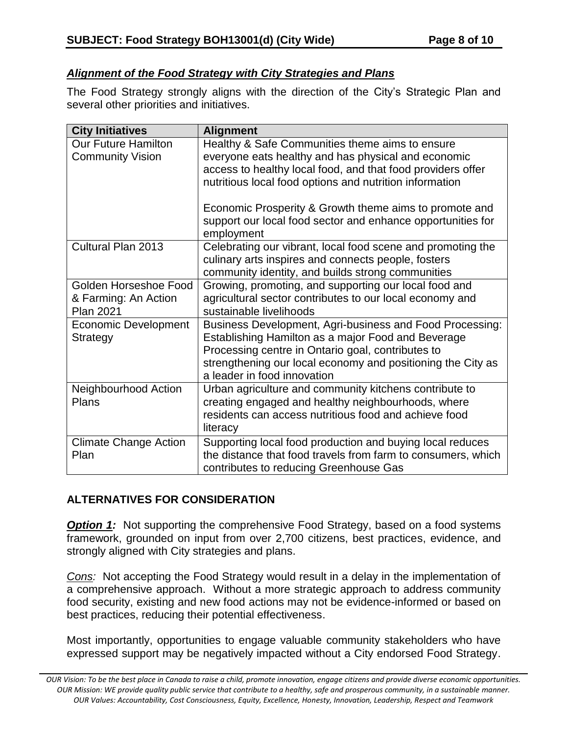***Alignment of the Food Strategy with City Strategies and Plans***

The Food Strategy strongly aligns with the direction of the City's Strategic Plan and several other priorities and initiatives.

| City Initiatives | Alignment |
| --- | --- |
| Our Future Hamilton Community Vision | Healthy & Safe Communities theme aims to ensure everyone eats healthy and has physical and economic access to healthy local food, and that food providers offer nutritious local food options and nutrition information<br><br>Economic Prosperity & Growth theme aims to promote and support our local food sector and enhance opportunities for employment |
| Cultural Plan 2013 | Celebrating our vibrant, local food scene and promoting the culinary arts inspires and connects people, fosters community identity, and builds strong communities |
| Golden Horseshoe Food & Farming: An Action Plan 2021 | Growing, promoting, and supporting our local food and agricultural sector contributes to our local economy and sustainable livelihoods |
| Economic Development Strategy | Business Development, Agri-business and Food Processing: Establishing Hamilton as a major Food and Beverage Processing centre in Ontario goal, contributes to strengthening our local economy and positioning the City as a leader in food innovation |
| Neighbourhood Action Plans | Urban agriculture and community kitchens contribute to creating engaged and healthy neighbourhoods, where residents can access nutritious food and achieve food literacy |
| Climate Change Action Plan | Supporting local food production and buying local reduces the distance that food travels from farm to consumers, which contributes to reducing Greenhouse Gas |

## ALTERNATIVES FOR CONSIDERATION

***Option 1:*** Not supporting the comprehensive Food Strategy, based on a food systems framework, grounded on input from over 2,700 citizens, best practices, evidence, and strongly aligned with City strategies and plans.

*Cons:* Not accepting the Food Strategy would result in a delay in the implementation of a comprehensive approach. Without a more strategic approach to address community food security, existing and new food actions may not be evidence-informed or based on best practices, reducing their potential effectiveness.

Most importantly, opportunities to engage valuable community stakeholders who have expressed support may be negatively impacted without a City endorsed Food Strategy.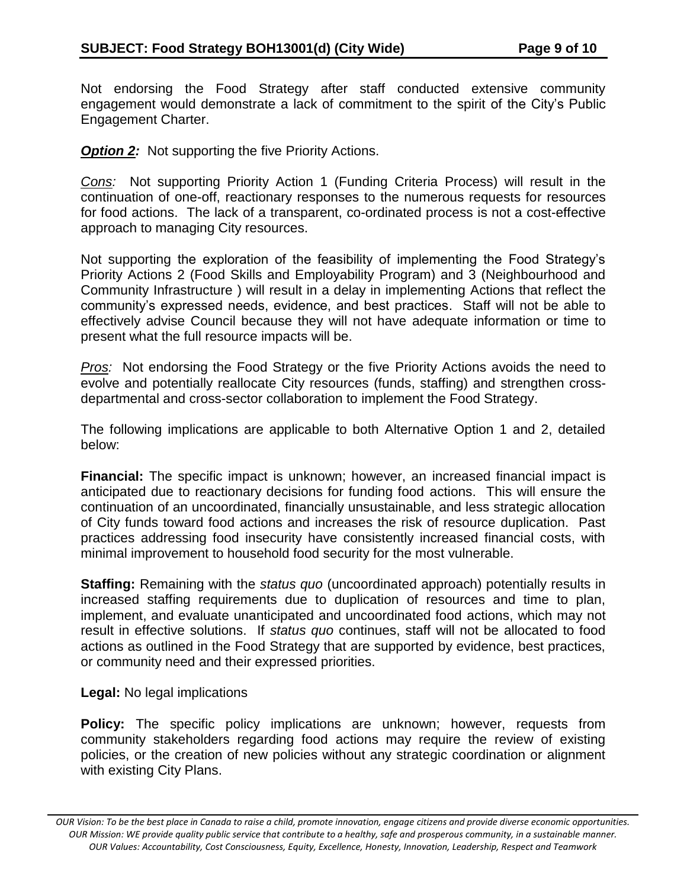Not endorsing the Food Strategy after staff conducted extensive community engagement would demonstrate a lack of commitment to the spirit of the City's Public Engagement Charter.

***Option 2:*** Not supporting the five Priority Actions.

*Cons:* Not supporting Priority Action 1 (Funding Criteria Process) will result in the continuation of one-off, reactionary responses to the numerous requests for resources for food actions. The lack of a transparent, co-ordinated process is not a cost-effective approach to managing City resources.

Not supporting the exploration of the feasibility of implementing the Food Strategy's Priority Actions 2 (Food Skills and Employability Program) and 3 (Neighbourhood and Community Infrastructure ) will result in a delay in implementing Actions that reflect the community's expressed needs, evidence, and best practices. Staff will not be able to effectively advise Council because they will not have adequate information or time to present what the full resource impacts will be.

*Pros:* Not endorsing the Food Strategy or the five Priority Actions avoids the need to evolve and potentially reallocate City resources (funds, staffing) and strengthen cross-departmental and cross-sector collaboration to implement the Food Strategy.

The following implications are applicable to both Alternative Option 1 and 2, detailed below:

**Financial:** The specific impact is unknown; however, an increased financial impact is anticipated due to reactionary decisions for funding food actions. This will ensure the continuation of an uncoordinated, financially unsustainable, and less strategic allocation of City funds toward food actions and increases the risk of resource duplication. Past practices addressing food insecurity have consistently increased financial costs, with minimal improvement to household food security for the most vulnerable.

**Staffing:** Remaining with the *status quo* (uncoordinated approach) potentially results in increased staffing requirements due to duplication of resources and time to plan, implement, and evaluate unanticipated and uncoordinated food actions, which may not result in effective solutions. If *status quo* continues, staff will not be allocated to food actions as outlined in the Food Strategy that are supported by evidence, best practices, or community need and their expressed priorities.

**Legal:** No legal implications

**Policy:** The specific policy implications are unknown; however, requests from community stakeholders regarding food actions may require the review of existing policies, or the creation of new policies without any strategic coordination or alignment with existing City Plans.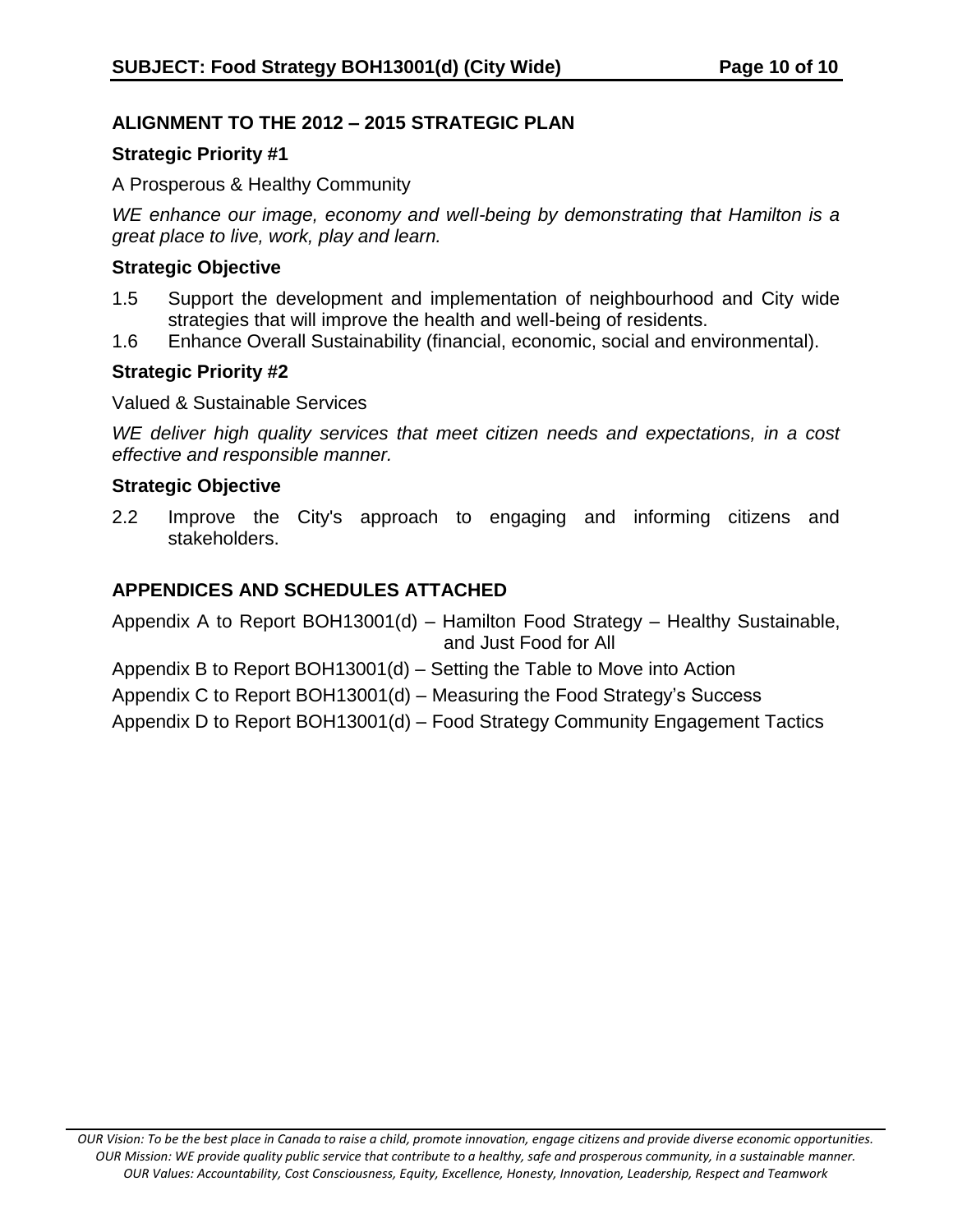## ALIGNMENT TO THE 2012 – 2015 STRATEGIC PLAN

### Strategic Priority #1

A Prosperous & Healthy Community

*WE enhance our image, economy and well-being by demonstrating that Hamilton is a great place to live, work, play and learn.*

### Strategic Objective

1.5 Support the development and implementation of neighbourhood and City wide strategies that will improve the health and well-being of residents.
1.6 Enhance Overall Sustainability (financial, economic, social and environmental).

### Strategic Priority #2

Valued & Sustainable Services

*WE deliver high quality services that meet citizen needs and expectations, in a cost effective and responsible manner.*

### Strategic Objective

2.2 Improve the City's approach to engaging and informing citizens and stakeholders.

## APPENDICES AND SCHEDULES ATTACHED

Appendix A to Report BOH13001(d) – Hamilton Food Strategy – Healthy Sustainable, and Just Food for All

Appendix B to Report BOH13001(d) – Setting the Table to Move into Action

Appendix C to Report BOH13001(d) – Measuring the Food Strategy's Success

Appendix D to Report BOH13001(d) – Food Strategy Community Engagement Tactics